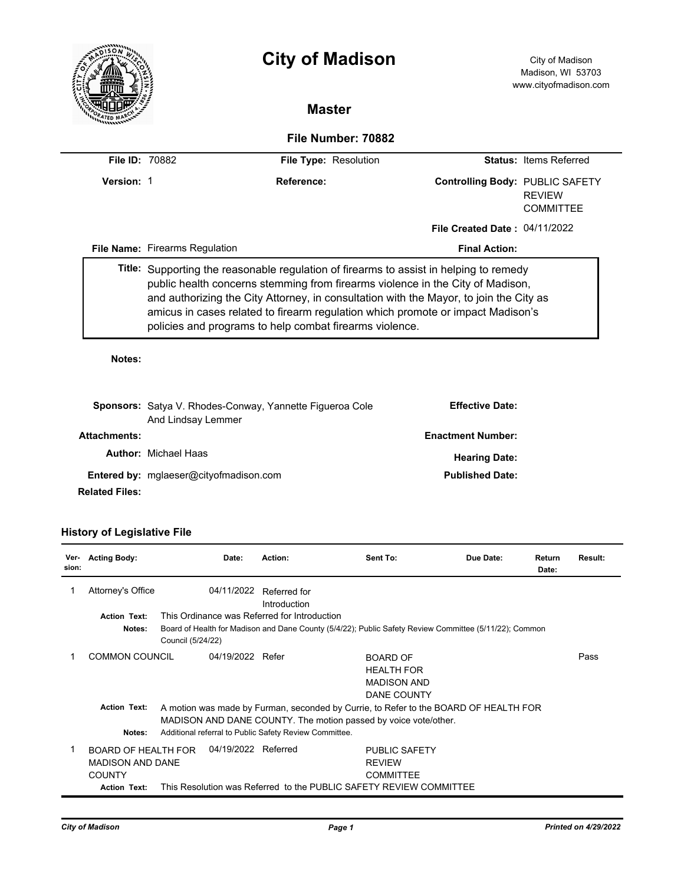# City of Madison

City of Madison
Madison, WI 53703
www.cityofmadison.com

## Master

### File Number: 70882

| | | | | | |
|---|---|---|---|---|---|
| **File ID:** | 70882 | **File Type:** | Resolution | **Status:** | Items Referred |
| **Version:** | 1 | **Reference:** | | **Controlling Body:** | PUBLIC SAFETY REVIEW COMMITTEE |
| | | | | **File Created Date :** | 04/11/2022 |
| **File Name:** | Firearms Regulation | | | **Final Action:** | |

**Title:** Supporting the reasonable regulation of firearms to assist in helping to remedy public health concerns stemming from firearms violence in the City of Madison, and authorizing the City Attorney, in consultation with the Mayor, to join the City as amicus in cases related to firearm regulation which promote or impact Madison's policies and programs to help combat firearms violence.

**Notes:**

| | | | |
|---|---|---|---|
| **Sponsors:** | Satya V. Rhodes-Conway, Yannette Figueroa Cole And Lindsay Lemmer | **Effective Date:** | |
| **Attachments:** | | **Enactment Number:** | |
| **Author:** | Michael Haas | **Hearing Date:** | |
| **Entered by:** | mglaeser@cityofmadison.com | **Published Date:** | |
| **Related Files:** | | | |

### History of Legislative File

| Ver-sion: | Acting Body: | Date: | Action: | Sent To: | Due Date: | Return Date: | Result: |
|---|---|---|---|---|---|---|---|
| 1 | Attorney's Office | 04/11/2022 | Referred for Introduction | | | | |
| | **Action Text:** This Ordinance was Referred for Introduction | | | | | | |
| | **Notes:** Board of Health for Madison and Dane County (5/4/22); Public Safety Review Committee (5/11/22); Common Council (5/24/22) | | | | | | |
| 1 | COMMON COUNCIL | 04/19/2022 | Refer | BOARD OF HEALTH FOR MADISON AND DANE COUNTY | | | Pass |
| | **Action Text:** A motion was made by Furman, seconded by Currie, to Refer to the BOARD OF HEALTH FOR MADISON AND DANE COUNTY. The motion passed by voice vote/other. | | | | | | |
| | **Notes:** Additional referral to Public Safety Review Committee. | | | | | | |
| 1 | BOARD OF HEALTH FOR MADISON AND DANE COUNTY | 04/19/2022 | Referred | PUBLIC SAFETY REVIEW COMMITTEE | | | |
| | **Action Text:** This Resolution was Referred to the PUBLIC SAFETY REVIEW COMMITTEE | | | | | | |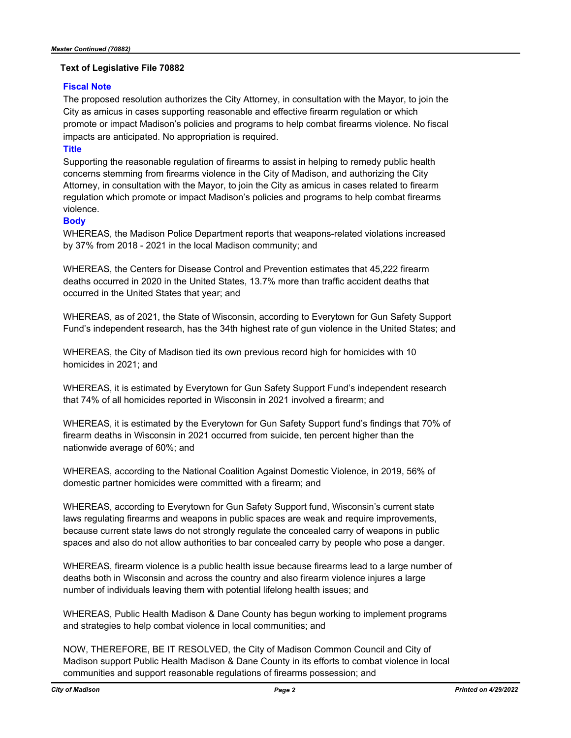**Text of Legislative File 70882**

### Fiscal Note

The proposed resolution authorizes the City Attorney, in consultation with the Mayor, to join the City as amicus in cases supporting reasonable and effective firearm regulation or which promote or impact Madison's policies and programs to help combat firearms violence. No fiscal impacts are anticipated. No appropriation is required.

### Title

Supporting the reasonable regulation of firearms to assist in helping to remedy public health concerns stemming from firearms violence in the City of Madison, and authorizing the City Attorney, in consultation with the Mayor, to join the City as amicus in cases related to firearm regulation which promote or impact Madison's policies and programs to help combat firearms violence.

### Body

WHEREAS, the Madison Police Department reports that weapons-related violations increased by 37% from 2018 - 2021 in the local Madison community; and

WHEREAS, the Centers for Disease Control and Prevention estimates that 45,222 firearm deaths occurred in 2020 in the United States, 13.7% more than traffic accident deaths that occurred in the United States that year; and

WHEREAS, as of 2021, the State of Wisconsin, according to Everytown for Gun Safety Support Fund's independent research, has the 34th highest rate of gun violence in the United States; and

WHEREAS, the City of Madison tied its own previous record high for homicides with 10 homicides in 2021; and

WHEREAS, it is estimated by Everytown for Gun Safety Support Fund's independent research that 74% of all homicides reported in Wisconsin in 2021 involved a firearm; and

WHEREAS, it is estimated by the Everytown for Gun Safety Support fund's findings that 70% of firearm deaths in Wisconsin in 2021 occurred from suicide, ten percent higher than the nationwide average of 60%; and

WHEREAS, according to the National Coalition Against Domestic Violence, in 2019, 56% of domestic partner homicides were committed with a firearm; and

WHEREAS, according to Everytown for Gun Safety Support fund, Wisconsin's current state laws regulating firearms and weapons in public spaces are weak and require improvements, because current state laws do not strongly regulate the concealed carry of weapons in public spaces and also do not allow authorities to bar concealed carry by people who pose a danger.

WHEREAS, firearm violence is a public health issue because firearms lead to a large number of deaths both in Wisconsin and across the country and also firearm violence injures a large number of individuals leaving them with potential lifelong health issues; and

WHEREAS, Public Health Madison & Dane County has begun working to implement programs and strategies to help combat violence in local communities; and

NOW, THEREFORE, BE IT RESOLVED, the City of Madison Common Council and City of Madison support Public Health Madison & Dane County in its efforts to combat violence in local communities and support reasonable regulations of firearms possession; and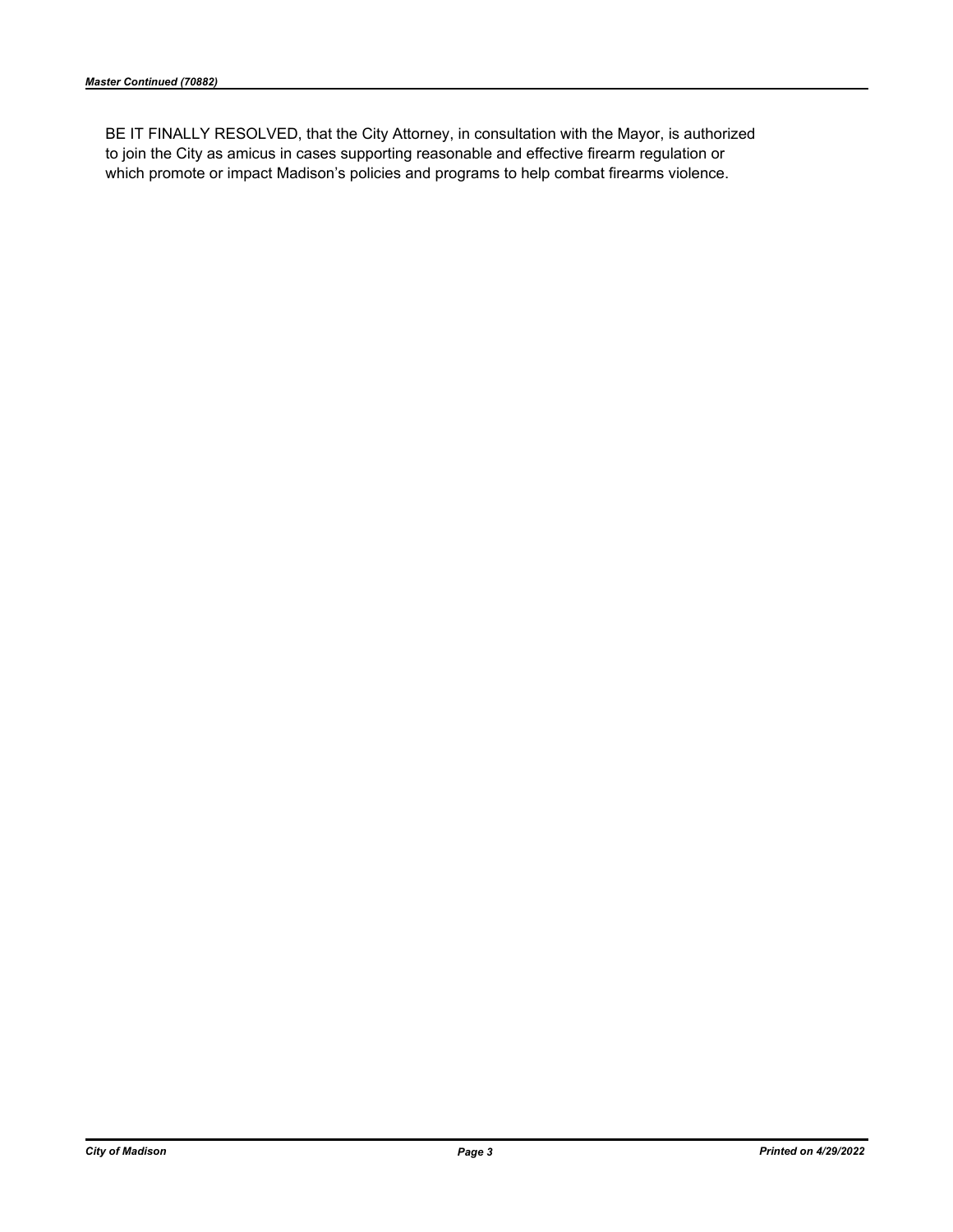BE IT FINALLY RESOLVED, that the City Attorney, in consultation with the Mayor, is authorized to join the City as amicus in cases supporting reasonable and effective firearm regulation or which promote or impact Madison's policies and programs to help combat firearms violence.